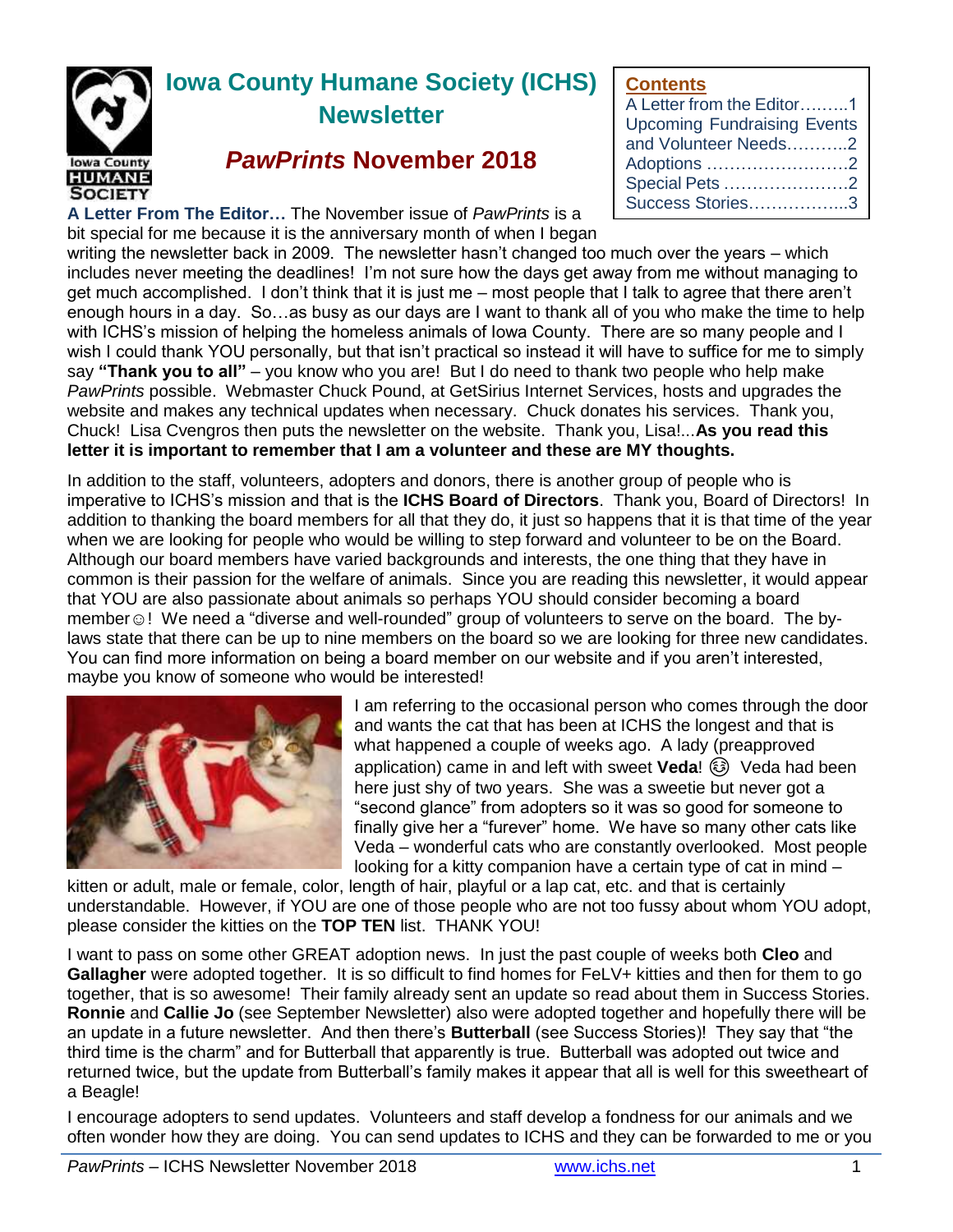# Iowa County Humane Society (ICHS) Newsletter

## *PawPrints* November 2018

**Contents**

- A Letter from the Editor………1
- Upcoming Fundraising Events and Volunteer Needs………..2
- Adoptions ……………………..2
- Special Pets …………………..2
- Success Stories……………...3

**A Letter From The Editor…** The November issue of *PawPrints* is a bit special for me because it is the anniversary month of when I began writing the newsletter back in 2009. The newsletter hasn't changed too much over the years – which includes never meeting the deadlines! I'm not sure how the days get away from me without managing to get much accomplished. I don't think that it is just me – most people that I talk to agree that there aren't enough hours in a day. So…as busy as our days are I want to thank all of you who make the time to help with ICHS's mission of helping the homeless animals of Iowa County. There are so many people and I wish I could thank YOU personally, but that isn't practical so instead it will have to suffice for me to simply say **"Thank you to all"** – you know who you are! But I do need to thank two people who help make *PawPrints* possible. Webmaster Chuck Pound, at GetSirius Internet Services, hosts and upgrades the website and makes any technical updates when necessary. Chuck donates his services. Thank you, Chuck! Lisa Cvengros then puts the newsletter on the website. Thank you, Lisa!...**As you read this letter it is important to remember that I am a volunteer and these are MY thoughts.**

In addition to the staff, volunteers, adopters and donors, there is another group of people who is imperative to ICHS's mission and that is the **ICHS Board of Directors**. Thank you, Board of Directors! In addition to thanking the board members for all that they do, it just so happens that it is that time of the year when we are looking for people who would be willing to step forward and volunteer to be on the Board. Although our board members have varied backgrounds and interests, the one thing that they have in common is their passion for the welfare of animals. Since you are reading this newsletter, it would appear that YOU are also passionate about animals so perhaps YOU should consider becoming a board member☺! We need a "diverse and well-rounded" group of volunteers to serve on the board. The by-laws state that there can be up to nine members on the board so we are looking for three new candidates. You can find more information on being a board member on our website and if you aren't interested, maybe you know of someone who would be interested!

I am referring to the occasional person who comes through the door and wants the cat that has been at ICHS the longest and that is what happened a couple of weeks ago. A lady (preapproved application) came in and left with sweet **Veda**! 😚 Veda had been here just shy of two years. She was a sweetie but never got a "second glance" from adopters so it was so good for someone to finally give her a "furever" home. We have so many other cats like Veda – wonderful cats who are constantly overlooked. Most people looking for a kitty companion have a certain type of cat in mind – kitten or adult, male or female, color, length of hair, playful or a lap cat, etc. and that is certainly understandable. However, if YOU are one of those people who are not too fussy about whom YOU adopt, please consider the kitties on the **TOP TEN** list. THANK YOU!

I want to pass on some other GREAT adoption news. In just the past couple of weeks both **Cleo** and **Gallagher** were adopted together. It is so difficult to find homes for FeLV+ kitties and then for them to go together, that is so awesome! Their family already sent an update so read about them in Success Stories. **Ronnie** and **Callie Jo** (see September Newsletter) also were adopted together and hopefully there will be an update in a future newsletter. And then there's **Butterball** (see Success Stories)! They say that "the third time is the charm" and for Butterball that apparently is true. Butterball was adopted out twice and returned twice, but the update from Butterball's family makes it appear that all is well for this sweetheart of a Beagle!

I encourage adopters to send updates. Volunteers and staff develop a fondness for our animals and we often wonder how they are doing. You can send updates to ICHS and they can be forwarded to me or you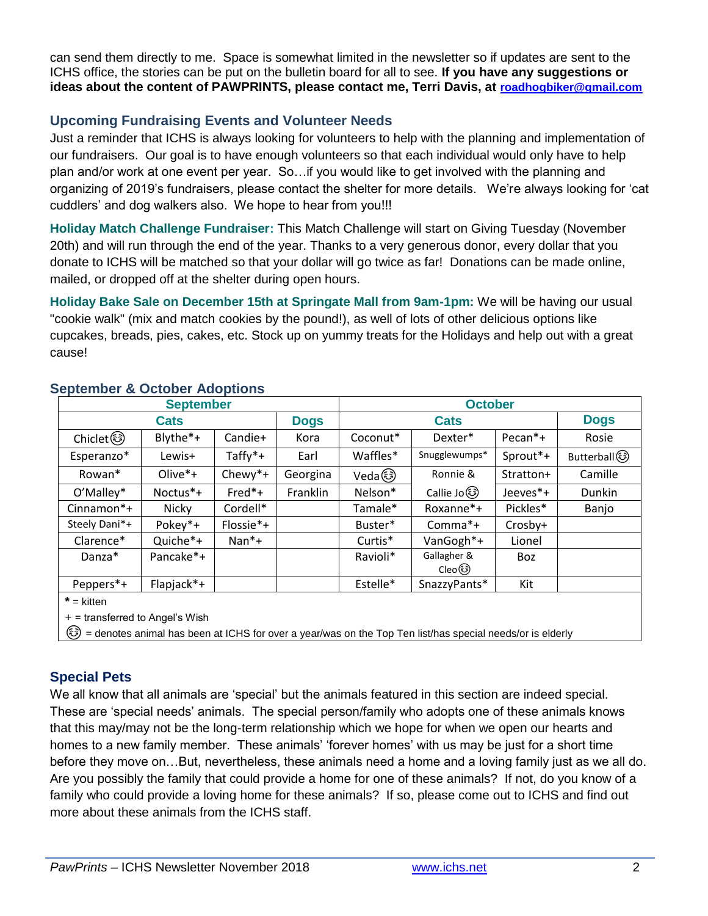can send them directly to me. Space is somewhat limited in the newsletter so if updates are sent to the ICHS office, the stories can be put on the bulletin board for all to see. **If you have any suggestions or ideas about the content of PAWPRINTS, please contact me, Terri Davis, at roadhogbiker@gmail.com**

## Upcoming Fundraising Events and Volunteer Needs

Just a reminder that ICHS is always looking for volunteers to help with the planning and implementation of our fundraisers. Our goal is to have enough volunteers so that each individual would only have to help plan and/or work at one event per year. So…if you would like to get involved with the planning and organizing of 2019's fundraisers, please contact the shelter for more details. We're always looking for 'cat cuddlers' and dog walkers also. We hope to hear from you!!!

**Holiday Match Challenge Fundraiser:** This Match Challenge will start on Giving Tuesday (November 20th) and will run through the end of the year. Thanks to a very generous donor, every dollar that you donate to ICHS will be matched so that your dollar will go twice as far! Donations can be made online, mailed, or dropped off at the shelter during open hours.

**Holiday Bake Sale on December 15th at Springate Mall from 9am-1pm:** We will be having our usual "cookie walk" (mix and match cookies by the pound!), as well of lots of other delicious options like cupcakes, breads, pies, cakes, etc. Stock up on yummy treats for the Holidays and help out with a great cause!

## September & October Adoptions

| September | | | | October | | | |
|---|---|---|---|---|---|---|---|
| Cats | | | Dogs | Cats | | | Dogs |
| Chiclet😊 | Blythe*+ | Candie+ | Kora | Coconut* | Dexter* | Pecan*+ | Rosie |
| Esperanzo* | Lewis+ | Taffy*+ | Earl | Waffles* | Snugglewumps* | Sprout*+ | Butterball😊 |
| Rowan* | Olive*+ | Chewy*+ | Georgina | Veda😊 | Ronnie & Callie Jo😊 | Stratton+ | Camille |
| O'Malley* | Noctus*+ | Fred*+ | Franklin | Nelson* | | Jeeves*+ | Dunkin |
| Cinnamon*+ | Nicky | Cordell* | | Tamale* | Roxanne*+ | Pickles* | Banjo |
| Steely Dani*+ | Pokey*+ | Flossie*+ | | Buster* | Comma*+ | Crosby+ | |
| Clarence* | Quiche*+ | Nan*+ | | Curtis* | VanGogh*+ | Lionel | |
| Danza* | Pancake*+ | | | Ravioli* | Gallagher & Cleo😊 | Boz | |
| Peppers*+ | Flapjack*+ | | | Estelle* | SnazzyPants* | Kit | |

**\*** = kitten
\+ = transferred to Angel's Wish
😊 = denotes animal has been at ICHS for over a year/was on the Top Ten list/has special needs/or is elderly

## Special Pets

We all know that all animals are 'special' but the animals featured in this section are indeed special. These are 'special needs' animals. The special person/family who adopts one of these animals knows that this may/may not be the long-term relationship which we hope for when we open our hearts and homes to a new family member. These animals' 'forever homes' with us may be just for a short time before they move on…But, nevertheless, these animals need a home and a loving family just as we all do. Are you possibly the family that could provide a home for one of these animals? If not, do you know of a family who could provide a loving home for these animals? If so, please come out to ICHS and find out more about these animals from the ICHS staff.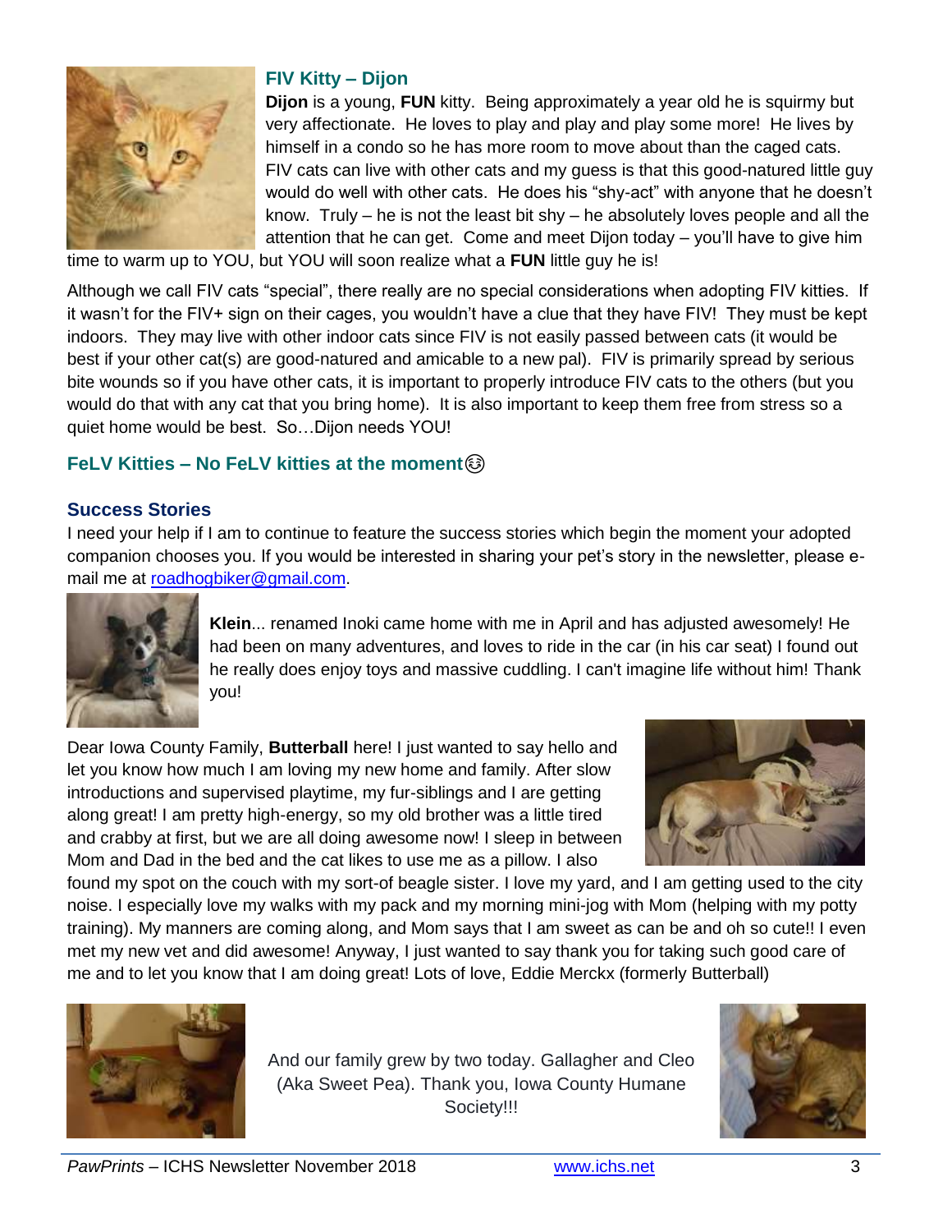### FIV Kitty – Dijon

**Dijon** is a young, **FUN** kitty. Being approximately a year old he is squirmy but very affectionate. He loves to play and play and play some more! He lives by himself in a condo so he has more room to move about than the caged cats. FIV cats can live with other cats and my guess is that this good-natured little guy would do well with other cats. He does his "shy-act" with anyone that he doesn't know. Truly – he is not the least bit shy – he absolutely loves people and all the attention that he can get. Come and meet Dijon today – you'll have to give him time to warm up to YOU, but YOU will soon realize what a **FUN** little guy he is!

Although we call FIV cats "special", there really are no special considerations when adopting FIV kitties. If it wasn't for the FIV+ sign on their cages, you wouldn't have a clue that they have FIV! They must be kept indoors. They may live with other indoor cats since FIV is not easily passed between cats (it would be best if your other cat(s) are good-natured and amicable to a new pal). FIV is primarily spread by serious bite wounds so if you have other cats, it is important to properly introduce FIV cats to the others (but you would do that with any cat that you bring home). It is also important to keep them free from stress so a quiet home would be best. So…Dijon needs YOU!

### FeLV Kitties – No FeLV kitties at the moment😊

### Success Stories

I need your help if I am to continue to feature the success stories which begin the moment your adopted companion chooses you. If you would be interested in sharing your pet's story in the newsletter, please e-mail me at roadhogbiker@gmail.com.

**Klein**... renamed Inoki came home with me in April and has adjusted awesomely! He had been on many adventures, and loves to ride in the car (in his car seat) I found out he really does enjoy toys and massive cuddling. I can't imagine life without him! Thank you!

Dear Iowa County Family, **Butterball** here! I just wanted to say hello and let you know how much I am loving my new home and family. After slow introductions and supervised playtime, my fur-siblings and I are getting along great! I am pretty high-energy, so my old brother was a little tired and crabby at first, but we are all doing awesome now! I sleep in between Mom and Dad in the bed and the cat likes to use me as a pillow. I also found my spot on the couch with my sort-of beagle sister. I love my yard, and I am getting used to the city noise. I especially love my walks with my pack and my morning mini-jog with Mom (helping with my potty training). My manners are coming along, and Mom says that I am sweet as can be and oh so cute!! I even met my new vet and did awesome! Anyway, I just wanted to say thank you for taking such good care of me and to let you know that I am doing great! Lots of love, Eddie Merckx (formerly Butterball)

And our family grew by two today. Gallagher and Cleo (Aka Sweet Pea). Thank you, Iowa County Humane Society!!!